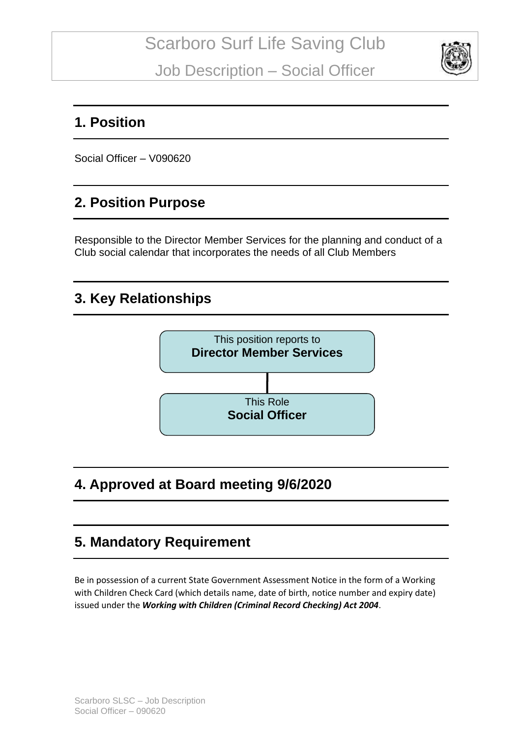# Scarboro Surf Life Saving Club

## Job Description – Social Officer

## 1. Position

Social Officer – V090620

## 2. Position Purpose

Responsible to the Director Member Services for the planning and conduct of a Club social calendar that incorporates the needs of all Club Members

## 3. Key Relationships

This position reports to
**Director Member Services**

This Role
**Social Officer**

## 4. Approved at Board meeting 9/6/2020

## 5. Mandatory Requirement

Be in possession of a current State Government Assessment Notice in the form of a Working with Children Check Card (which details name, date of birth, notice number and expiry date) issued under the ***Working with Children (Criminal Record Checking) Act 2004***.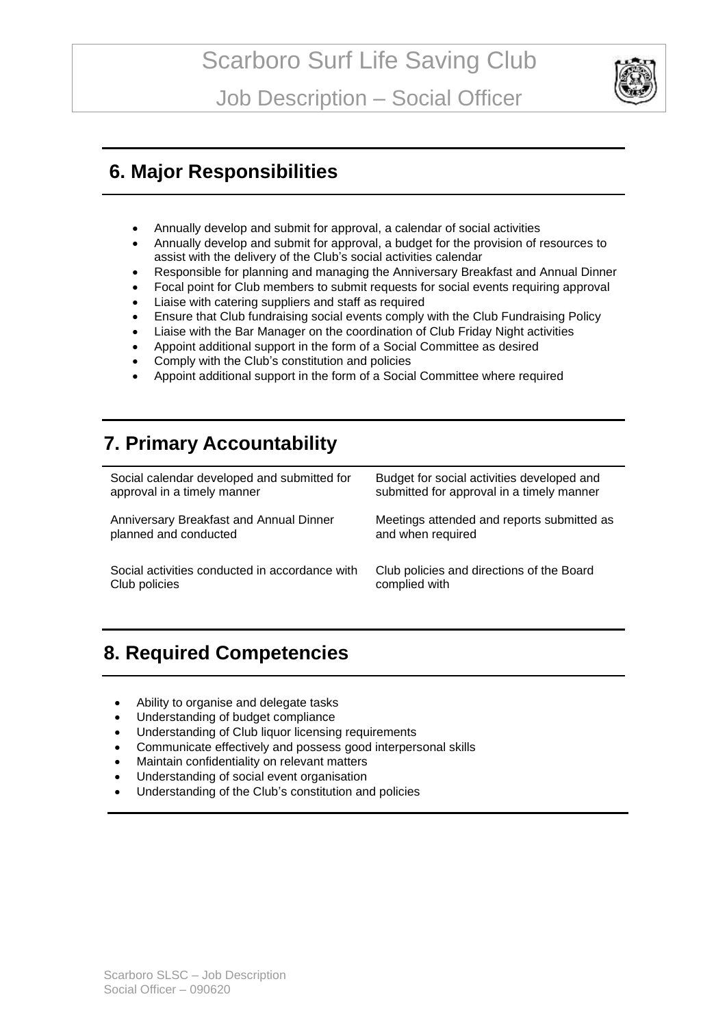## 6. Major Responsibilities

- Annually develop and submit for approval, a calendar of social activities
- Annually develop and submit for approval, a budget for the provision of resources to assist with the delivery of the Club's social activities calendar
- Responsible for planning and managing the Anniversary Breakfast and Annual Dinner
- Focal point for Club members to submit requests for social events requiring approval
- Liaise with catering suppliers and staff as required
- Ensure that Club fundraising social events comply with the Club Fundraising Policy
- Liaise with the Bar Manager on the coordination of Club Friday Night activities
- Appoint additional support in the form of a Social Committee as desired
- Comply with the Club's constitution and policies
- Appoint additional support in the form of a Social Committee where required

## 7. Primary Accountability

| | |
|---|---|
| Social calendar developed and submitted for approval in a timely manner | Budget for social activities developed and submitted for approval in a timely manner |
| Anniversary Breakfast and Annual Dinner planned and conducted | Meetings attended and reports submitted as and when required |
| Social activities conducted in accordance with Club policies | Club policies and directions of the Board complied with |

## 8. Required Competencies

- Ability to organise and delegate tasks
- Understanding of budget compliance
- Understanding of Club liquor licensing requirements
- Communicate effectively and possess good interpersonal skills
- Maintain confidentiality on relevant matters
- Understanding of social event organisation
- Understanding of the Club's constitution and policies